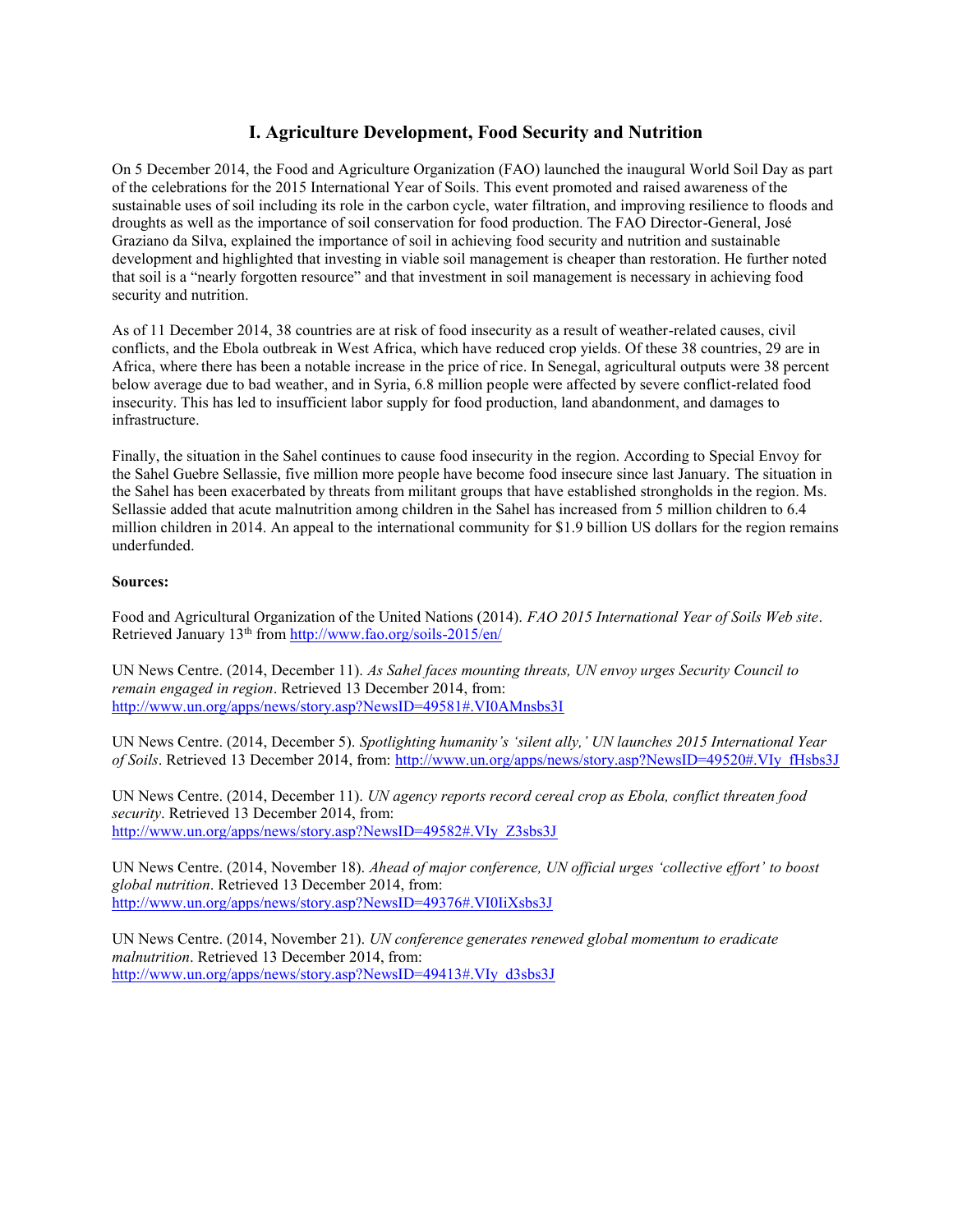## I. Agriculture Development, Food Security and Nutrition

On 5 December 2014, the Food and Agriculture Organization (FAO) launched the inaugural World Soil Day as part of the celebrations for the 2015 International Year of Soils. This event promoted and raised awareness of the sustainable uses of soil including its role in the carbon cycle, water filtration, and improving resilience to floods and droughts as well as the importance of soil conservation for food production. The FAO Director-General, José Graziano da Silva, explained the importance of soil in achieving food security and nutrition and sustainable development and highlighted that investing in viable soil management is cheaper than restoration. He further noted that soil is a "nearly forgotten resource" and that investment in soil management is necessary in achieving food security and nutrition.

As of 11 December 2014, 38 countries are at risk of food insecurity as a result of weather-related causes, civil conflicts, and the Ebola outbreak in West Africa, which have reduced crop yields. Of these 38 countries, 29 are in Africa, where there has been a notable increase in the price of rice. In Senegal, agricultural outputs were 38 percent below average due to bad weather, and in Syria, 6.8 million people were affected by severe conflict-related food insecurity. This has led to insufficient labor supply for food production, land abandonment, and damages to infrastructure.

Finally, the situation in the Sahel continues to cause food insecurity in the region. According to Special Envoy for the Sahel Guebre Sellassie, five million more people have become food insecure since last January. The situation in the Sahel has been exacerbated by threats from militant groups that have established strongholds in the region. Ms. Sellassie added that acute malnutrition among children in the Sahel has increased from 5 million children to 6.4 million children in 2014. An appeal to the international community for $1.9 billion US dollars for the region remains underfunded.

**Sources:**

Food and Agricultural Organization of the United Nations (2014). *FAO 2015 International Year of Soils Web site*. Retrieved January 13th from http://www.fao.org/soils-2015/en/

UN News Centre. (2014, December 11). *As Sahel faces mounting threats, UN envoy urges Security Council to remain engaged in region*. Retrieved 13 December 2014, from: http://www.un.org/apps/news/story.asp?NewsID=49581#.VI0AMnsbs3I

UN News Centre. (2014, December 5). *Spotlighting humanity's 'silent ally,' UN launches 2015 International Year of Soils*. Retrieved 13 December 2014, from: http://www.un.org/apps/news/story.asp?NewsID=49520#.VIy_fHsbs3J

UN News Centre. (2014, December 11). *UN agency reports record cereal crop as Ebola, conflict threaten food security*. Retrieved 13 December 2014, from: http://www.un.org/apps/news/story.asp?NewsID=49582#.VIy_Z3sbs3J

UN News Centre. (2014, November 18). *Ahead of major conference, UN official urges 'collective effort' to boost global nutrition*. Retrieved 13 December 2014, from: http://www.un.org/apps/news/story.asp?NewsID=49376#.VI0IiXsbs3J

UN News Centre. (2014, November 21). *UN conference generates renewed global momentum to eradicate malnutrition*. Retrieved 13 December 2014, from: http://www.un.org/apps/news/story.asp?NewsID=49413#.VIy_d3sbs3J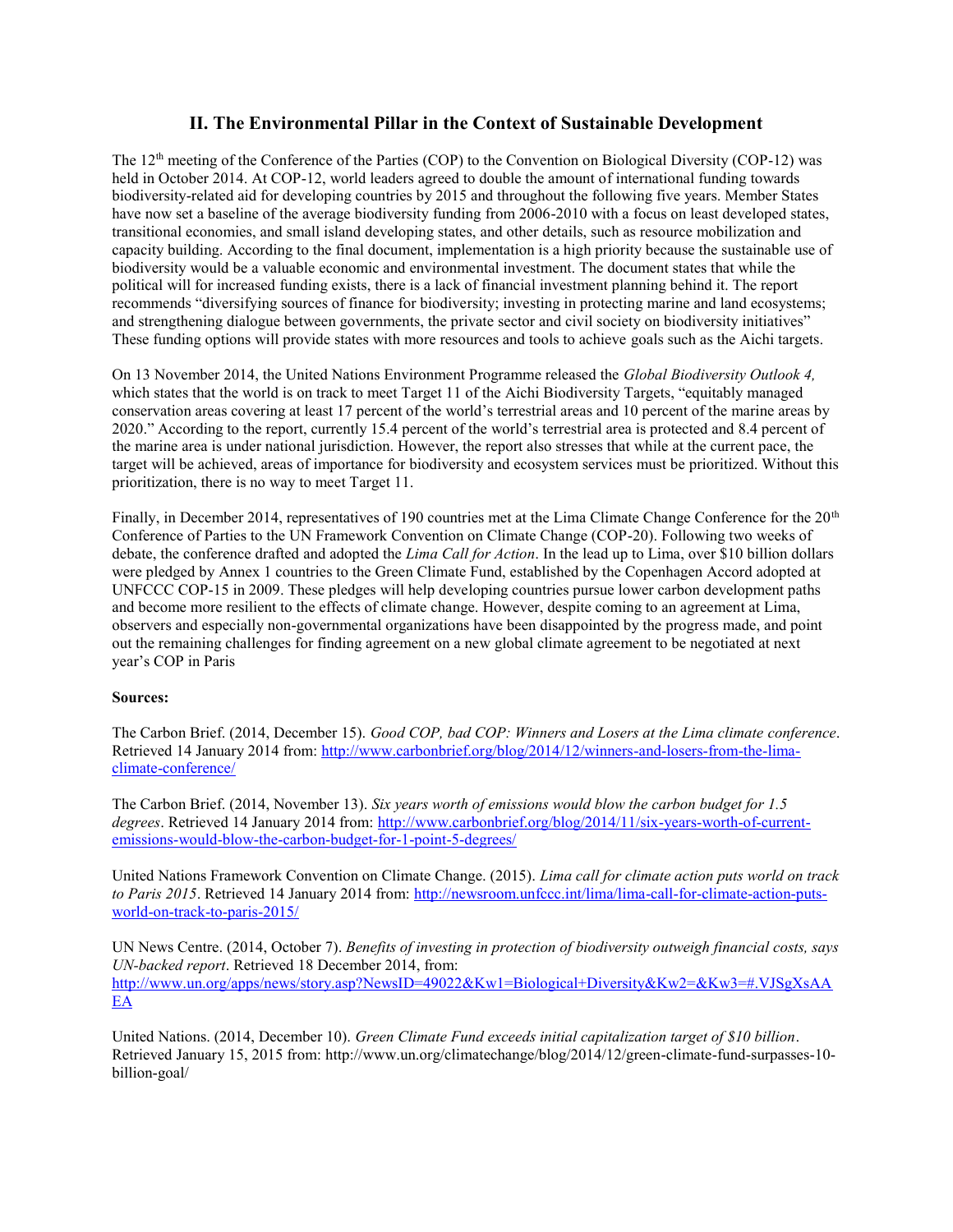## II. The Environmental Pillar in the Context of Sustainable Development

The 12th meeting of the Conference of the Parties (COP) to the Convention on Biological Diversity (COP-12) was held in October 2014. At COP-12, world leaders agreed to double the amount of international funding towards biodiversity-related aid for developing countries by 2015 and throughout the following five years. Member States have now set a baseline of the average biodiversity funding from 2006-2010 with a focus on least developed states, transitional economies, and small island developing states, and other details, such as resource mobilization and capacity building. According to the final document, implementation is a high priority because the sustainable use of biodiversity would be a valuable economic and environmental investment. The document states that while the political will for increased funding exists, there is a lack of financial investment planning behind it. The report recommends "diversifying sources of finance for biodiversity; investing in protecting marine and land ecosystems; and strengthening dialogue between governments, the private sector and civil society on biodiversity initiatives" These funding options will provide states with more resources and tools to achieve goals such as the Aichi targets.

On 13 November 2014, the United Nations Environment Programme released the *Global Biodiversity Outlook 4,* which states that the world is on track to meet Target 11 of the Aichi Biodiversity Targets, "equitably managed conservation areas covering at least 17 percent of the world's terrestrial areas and 10 percent of the marine areas by 2020." According to the report, currently 15.4 percent of the world's terrestrial area is protected and 8.4 percent of the marine area is under national jurisdiction. However, the report also stresses that while at the current pace, the target will be achieved, areas of importance for biodiversity and ecosystem services must be prioritized. Without this prioritization, there is no way to meet Target 11.

Finally, in December 2014, representatives of 190 countries met at the Lima Climate Change Conference for the 20th Conference of Parties to the UN Framework Convention on Climate Change (COP-20). Following two weeks of debate, the conference drafted and adopted the *Lima Call for Action*. In the lead up to Lima, over $10 billion dollars were pledged by Annex 1 countries to the Green Climate Fund, established by the Copenhagen Accord adopted at UNFCCC COP-15 in 2009. These pledges will help developing countries pursue lower carbon development paths and become more resilient to the effects of climate change. However, despite coming to an agreement at Lima, observers and especially non-governmental organizations have been disappointed by the progress made, and point out the remaining challenges for finding agreement on a new global climate agreement to be negotiated at next year's COP in Paris

**Sources:**

The Carbon Brief. (2014, December 15). *Good COP, bad COP: Winners and Losers at the Lima climate conference*. Retrieved 14 January 2014 from: http://www.carbonbrief.org/blog/2014/12/winners-and-losers-from-the-lima-climate-conference/

The Carbon Brief. (2014, November 13). *Six years worth of emissions would blow the carbon budget for 1.5 degrees*. Retrieved 14 January 2014 from: http://www.carbonbrief.org/blog/2014/11/six-years-worth-of-current-emissions-would-blow-the-carbon-budget-for-1-point-5-degrees/

United Nations Framework Convention on Climate Change. (2015). *Lima call for climate action puts world on track to Paris 2015*. Retrieved 14 January 2014 from: http://newsroom.unfccc.int/lima/lima-call-for-climate-action-puts-world-on-track-to-paris-2015/

UN News Centre. (2014, October 7). *Benefits of investing in protection of biodiversity outweigh financial costs, says UN-backed report*. Retrieved 18 December 2014, from: http://www.un.org/apps/news/story.asp?NewsID=49022&Kw1=Biological+Diversity&Kw2=&Kw3=#.VJSgXsAAEA

United Nations. (2014, December 10). *Green Climate Fund exceeds initial capitalization target of $10 billion*. Retrieved January 15, 2015 from: http://www.un.org/climatechange/blog/2014/12/green-climate-fund-surpasses-10-billion-goal/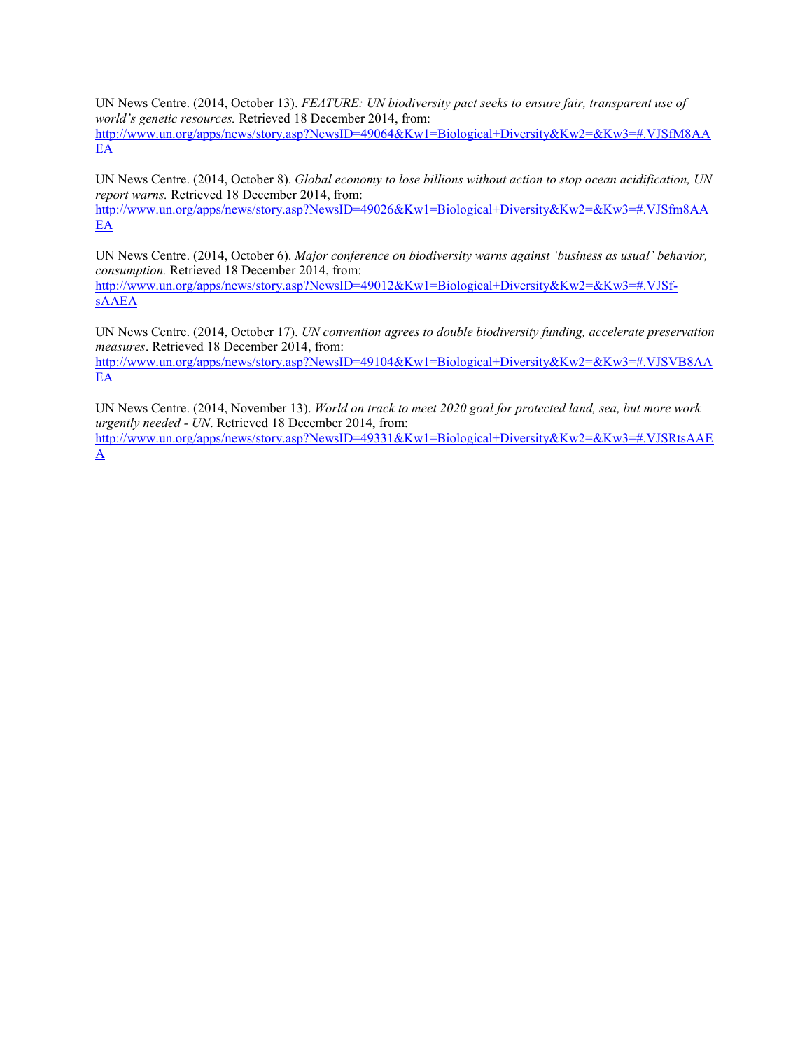UN News Centre. (2014, October 13). *FEATURE: UN biodiversity pact seeks to ensure fair, transparent use of world's genetic resources.* Retrieved 18 December 2014, from: http://www.un.org/apps/news/story.asp?NewsID=49064&Kw1=Biological+Diversity&Kw2=&Kw3=#.VJSfM8AAEA

UN News Centre. (2014, October 8). *Global economy to lose billions without action to stop ocean acidification, UN report warns.* Retrieved 18 December 2014, from: http://www.un.org/apps/news/story.asp?NewsID=49026&Kw1=Biological+Diversity&Kw2=&Kw3=#.VJSfm8AAEA

UN News Centre. (2014, October 6). *Major conference on biodiversity warns against 'business as usual' behavior, consumption.* Retrieved 18 December 2014, from: http://www.un.org/apps/news/story.asp?NewsID=49012&Kw1=Biological+Diversity&Kw2=&Kw3=#.VJSf-sAAEA

UN News Centre. (2014, October 17). *UN convention agrees to double biodiversity funding, accelerate preservation measures*. Retrieved 18 December 2014, from: http://www.un.org/apps/news/story.asp?NewsID=49104&Kw1=Biological+Diversity&Kw2=&Kw3=#.VJSVB8AAEA

UN News Centre. (2014, November 13). *World on track to meet 2020 goal for protected land, sea, but more work urgently needed - UN*. Retrieved 18 December 2014, from: http://www.un.org/apps/news/story.asp?NewsID=49331&Kw1=Biological+Diversity&Kw2=&Kw3=#.VJSRtsAAEA